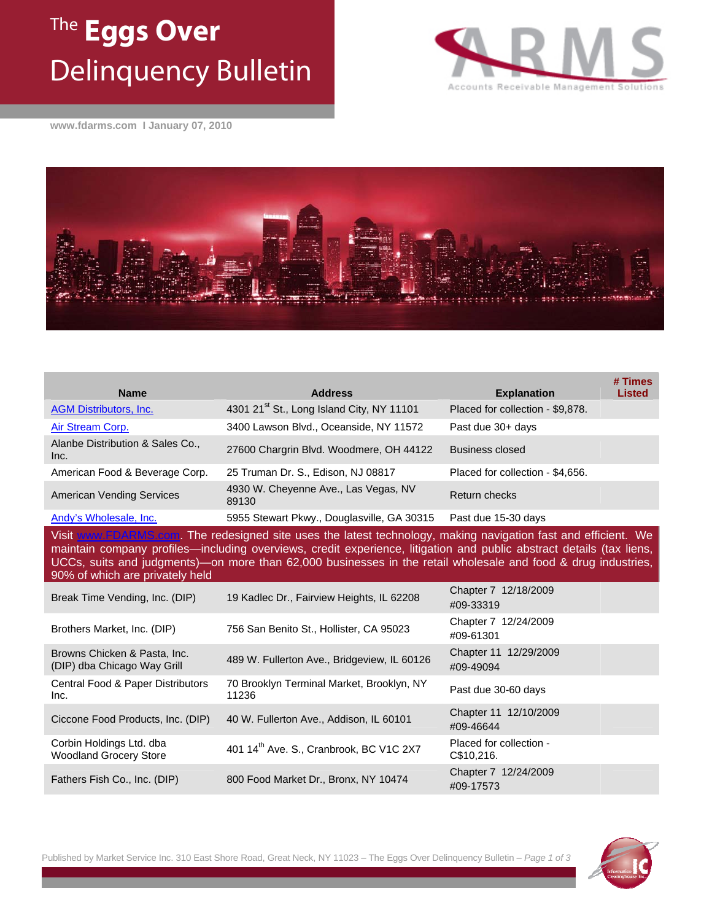# The Eggs Over Delinquency Bulletin

ARMS
Accounts Receivable Management Solutions

www.fdarms.com I January 07, 2010

| Name | Address | Explanation | # Times Listed |
|---|---|---|---|
| AGM Distributors, Inc. | 4301 21st St., Long Island City, NY 11101 | Placed for collection - $9,878. | |
| Air Stream Corp. | 3400 Lawson Blvd., Oceanside, NY 11572 | Past due 30+ days | |
| Alanbe Distribution & Sales Co., Inc. | 27600 Chargrin Blvd. Woodmere, OH 44122 | Business closed | |
| American Food & Beverage Corp. | 25 Truman Dr. S., Edison, NJ 08817 | Placed for collection - $4,656. | |
| American Vending Services | 4930 W. Cheyenne Ave., Las Vegas, NV 89130 | Return checks | |
| Andy's Wholesale, Inc. | 5955 Stewart Pkwy., Douglasville, GA 30315 | Past due 15-30 days | |

Visit www.FDARMS.com. The redesigned site uses the latest technology, making navigation fast and efficient. We maintain company profiles—including overviews, credit experience, litigation and public abstract details (tax liens, UCCs, suits and judgments)—on more than 62,000 businesses in the retail wholesale and food & drug industries, 90% of which are privately held

| Name | Address | Explanation | # Times Listed |
|---|---|---|---|
| Break Time Vending, Inc. (DIP) | 19 Kadlec Dr., Fairview Heights, IL 62208 | Chapter 7 12/18/2009 #09-33319 | |
| Brothers Market, Inc. (DIP) | 756 San Benito St., Hollister, CA 95023 | Chapter 7 12/24/2009 #09-61301 | |
| Browns Chicken & Pasta, Inc. (DIP) dba Chicago Way Grill | 489 W. Fullerton Ave., Bridgeview, IL 60126 | Chapter 11 12/29/2009 #09-49094 | |
| Central Food & Paper Distributors Inc. | 70 Brooklyn Terminal Market, Brooklyn, NY 11236 | Past due 30-60 days | |
| Ciccone Food Products, Inc. (DIP) | 40 W. Fullerton Ave., Addison, IL 60101 | Chapter 11 12/10/2009 #09-46644 | |
| Corbin Holdings Ltd. dba Woodland Grocery Store | 401 14th Ave. S., Cranbrook, BC V1C 2X7 | Placed for collection - C$10,216. | |
| Fathers Fish Co., Inc. (DIP) | 800 Food Market Dr., Bronx, NY 10474 | Chapter 7 12/24/2009 #09-17573 | |

Published by Market Service Inc. 310 East Shore Road, Great Neck, NY 11023 – The Eggs Over Delinquency Bulletin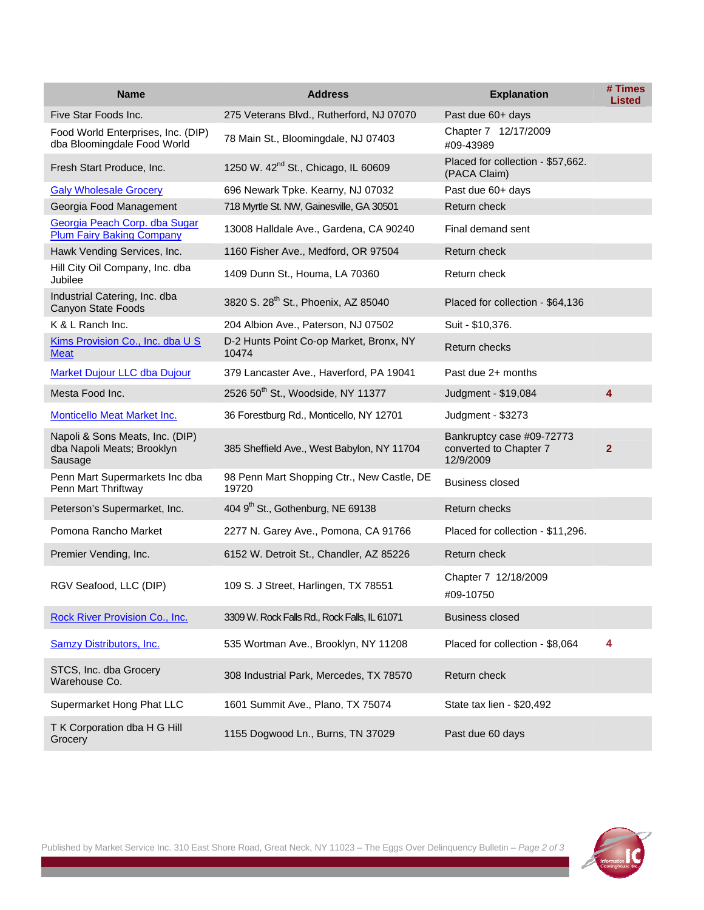| Name | Address | Explanation | # Times Listed |
|---|---|---|---|
| Five Star Foods Inc. | 275 Veterans Blvd., Rutherford, NJ 07070 | Past due 60+ days | |
| Food World Enterprises, Inc. (DIP) dba Bloomingdale Food World | 78 Main St., Bloomingdale, NJ 07403 | Chapter 7 12/17/2009 #09-43989 | |
| Fresh Start Produce, Inc. | 1250 W. 42nd St., Chicago, IL 60609 | Placed for collection - $57,662. (PACA Claim) | |
| Galy Wholesale Grocery | 696 Newark Tpke. Kearny, NJ 07032 | Past due 60+ days | |
| Georgia Food Management | 718 Myrtle St. NW, Gainesville, GA 30501 | Return check | |
| Georgia Peach Corp. dba Sugar Plum Fairy Baking Company | 13008 Halldale Ave., Gardena, CA 90240 | Final demand sent | |
| Hawk Vending Services, Inc. | 1160 Fisher Ave., Medford, OR 97504 | Return check | |
| Hill City Oil Company, Inc. dba Jubilee | 1409 Dunn St., Houma, LA 70360 | Return check | |
| Industrial Catering, Inc. dba Canyon State Foods | 3820 S. 28th St., Phoenix, AZ 85040 | Placed for collection - $64,136 | |
| K & L Ranch Inc. | 204 Albion Ave., Paterson, NJ 07502 | Suit - $10,376. | |
| Kims Provision Co., Inc. dba U S Meat | D-2 Hunts Point Co-op Market, Bronx, NY 10474 | Return checks | |
| Market Dujour LLC dba Dujour | 379 Lancaster Ave., Haverford, PA 19041 | Past due 2+ months | |
| Mesta Food Inc. | 2526 50th St., Woodside, NY 11377 | Judgment - $19,084 | 4 |
| Monticello Meat Market Inc. | 36 Forestburg Rd., Monticello, NY 12701 | Judgment - $3273 | |
| Napoli & Sons Meats, Inc. (DIP) dba Napoli Meats; Brooklyn Sausage | 385 Sheffield Ave., West Babylon, NY 11704 | Bankruptcy case #09-72773 converted to Chapter 7 12/9/2009 | 2 |
| Penn Mart Supermarkets Inc dba Penn Mart Thriftway | 98 Penn Mart Shopping Ctr., New Castle, DE 19720 | Business closed | |
| Peterson's Supermarket, Inc. | 404 9th St., Gothenburg, NE 69138 | Return checks | |
| Pomona Rancho Market | 2277 N. Garey Ave., Pomona, CA 91766 | Placed for collection - $11,296. | |
| Premier Vending, Inc. | 6152 W. Detroit St., Chandler, AZ 85226 | Return check | |
| RGV Seafood, LLC (DIP) | 109 S. J Street, Harlingen, TX 78551 | Chapter 7 12/18/2009 #09-10750 | |
| Rock River Provision Co., Inc. | 3309 W. Rock Falls Rd., Rock Falls, IL 61071 | Business closed | |
| Samzy Distributors, Inc. | 535 Wortman Ave., Brooklyn, NY 11208 | Placed for collection - $8,064 | 4 |
| STCS, Inc. dba Grocery Warehouse Co. | 308 Industrial Park, Mercedes, TX 78570 | Return check | |
| Supermarket Hong Phat LLC | 1601 Summit Ave., Plano, TX 75074 | State tax lien - $20,492 | |
| T K Corporation dba H G Hill Grocery | 1155 Dogwood Ln., Burns, TN 37029 | Past due 60 days | |

Published by Market Service Inc. 310 East Shore Road, Great Neck, NY 11023 – The Eggs Over Delinquency Bulletin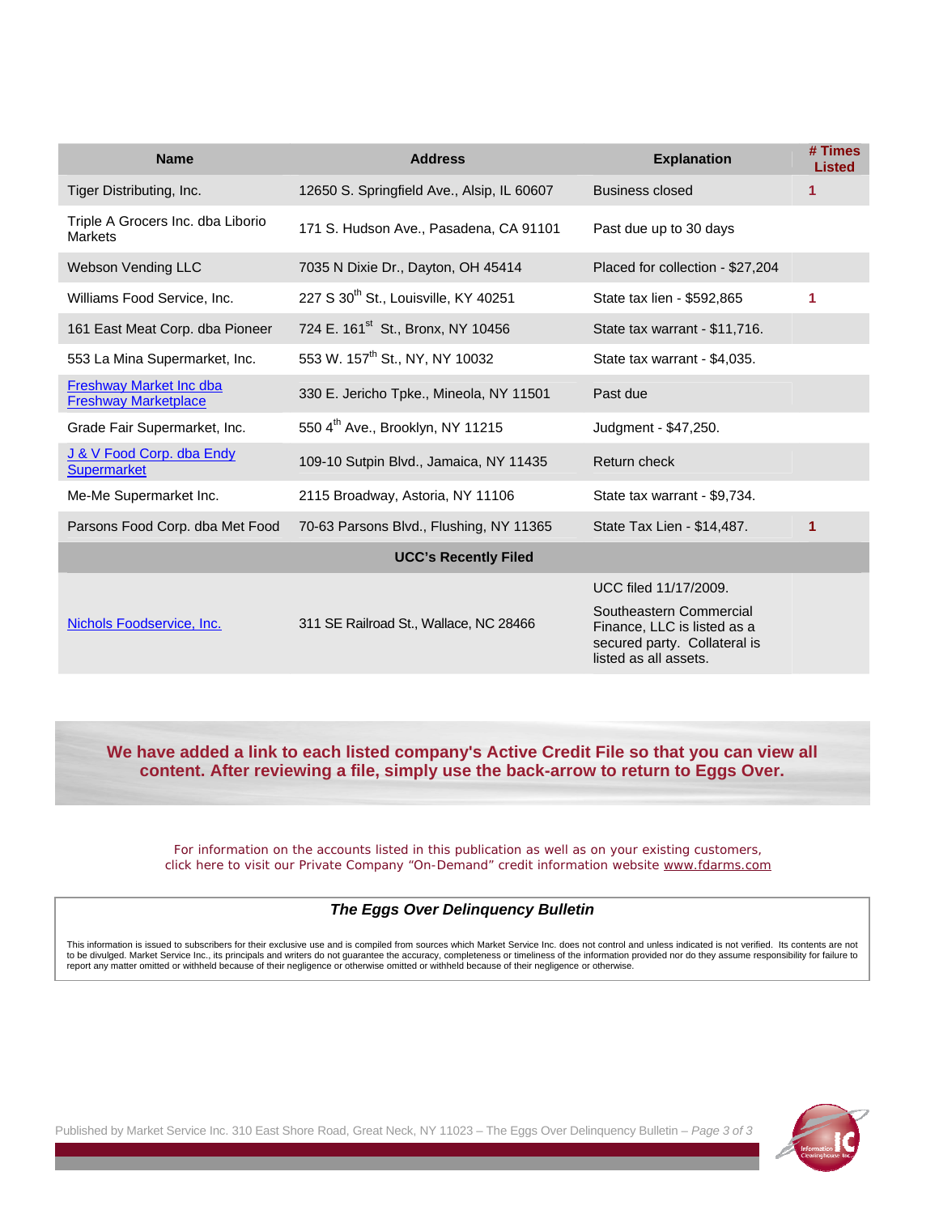| Name | Address | Explanation | # Times Listed |
|---|---|---|---|
| Tiger Distributing, Inc. | 12650 S. Springfield Ave., Alsip, IL 60607 | Business closed | 1 |
| Triple A Grocers Inc. dba Liborio Markets | 171 S. Hudson Ave., Pasadena, CA 91101 | Past due up to 30 days | |
| Webson Vending LLC | 7035 N Dixie Dr., Dayton, OH 45414 | Placed for collection - $27,204 | |
| Williams Food Service, Inc. | 227 S 30th St., Louisville, KY 40251 | State tax lien - $592,865 | 1 |
| 161 East Meat Corp. dba Pioneer | 724 E. 161st St., Bronx, NY 10456 | State tax warrant - $11,716. | |
| 553 La Mina Supermarket, Inc. | 553 W. 157th St., NY, NY 10032 | State tax warrant - $4,035. | |
| Freshway Market Inc dba Freshway Marketplace | 330 E. Jericho Tpke., Mineola, NY 11501 | Past due | |
| Grade Fair Supermarket, Inc. | 550 4th Ave., Brooklyn, NY 11215 | Judgment - $47,250. | |
| J & V Food Corp. dba Endy Supermarket | 109-10 Sutpin Blvd., Jamaica, NY 11435 | Return check | |
| Me-Me Supermarket Inc. | 2115 Broadway, Astoria, NY 11106 | State tax warrant - $9,734. | |
| Parsons Food Corp. dba Met Food | 70-63 Parsons Blvd., Flushing, NY 11365 | State Tax Lien - $14,487. | 1 |
| **UCC's Recently Filed** | | | |
| Nichols Foodservice, Inc. | 311 SE Railroad St., Wallace, NC 28466 | UCC filed 11/17/2009. Southeastern Commercial Finance, LLC is listed as a secured party. Collateral is listed as all assets. | |

**We have added a link to each listed company's Active Credit File so that you can view all content. After reviewing a file, simply use the back-arrow to return to Eggs Over.**

For information on the accounts listed in this publication as well as on your existing customers, click here to visit our Private Company "On-Demand" credit information website www.fdarms.com

***The Eggs Over Delinquency Bulletin***

This information is issued to subscribers for their exclusive use and is compiled from sources which Market Service Inc. does not control and unless indicated is not verified. Its contents are not to be divulged. Market Service Inc., its principals and writers do not guarantee the accuracy, completeness or timeliness of the information provided nor do they assume responsibility for failure to report any matter omitted or withheld because of their negligence or otherwise omitted or withheld because of their negligence or otherwise.

Published by Market Service Inc. 310 East Shore Road, Great Neck, NY 11023 – The Eggs Over Delinquency Bulletin